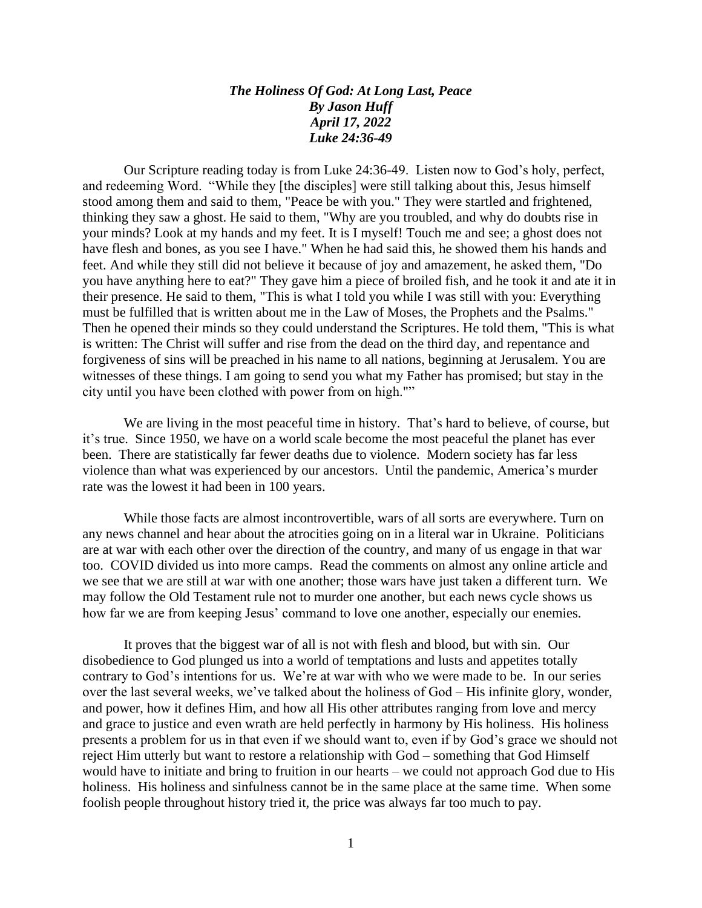***The Holiness Of God: At Long Last, Peace***
***By Jason Huff***
***April 17, 2022***
***Luke 24:36-49***

Our Scripture reading today is from Luke 24:36-49. Listen now to God's holy, perfect, and redeeming Word. "While they [the disciples] were still talking about this, Jesus himself stood among them and said to them, "Peace be with you." They were startled and frightened, thinking they saw a ghost. He said to them, "Why are you troubled, and why do doubts rise in your minds? Look at my hands and my feet. It is I myself! Touch me and see; a ghost does not have flesh and bones, as you see I have." When he had said this, he showed them his hands and feet. And while they still did not believe it because of joy and amazement, he asked them, "Do you have anything here to eat?" They gave him a piece of broiled fish, and he took it and ate it in their presence. He said to them, "This is what I told you while I was still with you: Everything must be fulfilled that is written about me in the Law of Moses, the Prophets and the Psalms." Then he opened their minds so they could understand the Scriptures. He told them, "This is what is written: The Christ will suffer and rise from the dead on the third day, and repentance and forgiveness of sins will be preached in his name to all nations, beginning at Jerusalem. You are witnesses of these things. I am going to send you what my Father has promised; but stay in the city until you have been clothed with power from on high.""

We are living in the most peaceful time in history. That's hard to believe, of course, but it's true. Since 1950, we have on a world scale become the most peaceful the planet has ever been. There are statistically far fewer deaths due to violence. Modern society has far less violence than what was experienced by our ancestors. Until the pandemic, America's murder rate was the lowest it had been in 100 years.

While those facts are almost incontrovertible, wars of all sorts are everywhere. Turn on any news channel and hear about the atrocities going on in a literal war in Ukraine. Politicians are at war with each other over the direction of the country, and many of us engage in that war too. COVID divided us into more camps. Read the comments on almost any online article and we see that we are still at war with one another; those wars have just taken a different turn. We may follow the Old Testament rule not to murder one another, but each news cycle shows us how far we are from keeping Jesus' command to love one another, especially our enemies.

It proves that the biggest war of all is not with flesh and blood, but with sin. Our disobedience to God plunged us into a world of temptations and lusts and appetites totally contrary to God's intentions for us. We're at war with who we were made to be. In our series over the last several weeks, we've talked about the holiness of God – His infinite glory, wonder, and power, how it defines Him, and how all His other attributes ranging from love and mercy and grace to justice and even wrath are held perfectly in harmony by His holiness. His holiness presents a problem for us in that even if we should want to, even if by God's grace we should not reject Him utterly but want to restore a relationship with God – something that God Himself would have to initiate and bring to fruition in our hearts – we could not approach God due to His holiness. His holiness and sinfulness cannot be in the same place at the same time. When some foolish people throughout history tried it, the price was always far too much to pay.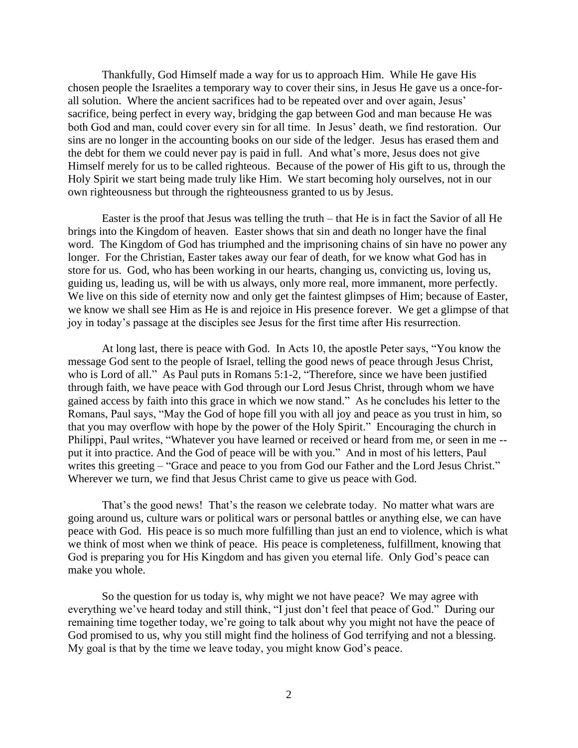Thankfully, God Himself made a way for us to approach Him. While He gave His chosen people the Israelites a temporary way to cover their sins, in Jesus He gave us a once-for-all solution. Where the ancient sacrifices had to be repeated over and over again, Jesus' sacrifice, being perfect in every way, bridging the gap between God and man because He was both God and man, could cover every sin for all time. In Jesus' death, we find restoration. Our sins are no longer in the accounting books on our side of the ledger. Jesus has erased them and the debt for them we could never pay is paid in full. And what's more, Jesus does not give Himself merely for us to be called righteous. Because of the power of His gift to us, through the Holy Spirit we start being made truly like Him. We start becoming holy ourselves, not in our own righteousness but through the righteousness granted to us by Jesus.

Easter is the proof that Jesus was telling the truth – that He is in fact the Savior of all He brings into the Kingdom of heaven. Easter shows that sin and death no longer have the final word. The Kingdom of God has triumphed and the imprisoning chains of sin have no power any longer. For the Christian, Easter takes away our fear of death, for we know what God has in store for us. God, who has been working in our hearts, changing us, convicting us, loving us, guiding us, leading us, will be with us always, only more real, more immanent, more perfectly. We live on this side of eternity now and only get the faintest glimpses of Him; because of Easter, we know we shall see Him as He is and rejoice in His presence forever. We get a glimpse of that joy in today's passage at the disciples see Jesus for the first time after His resurrection.

At long last, there is peace with God. In Acts 10, the apostle Peter says, "You know the message God sent to the people of Israel, telling the good news of peace through Jesus Christ, who is Lord of all." As Paul puts in Romans 5:1-2, "Therefore, since we have been justified through faith, we have peace with God through our Lord Jesus Christ, through whom we have gained access by faith into this grace in which we now stand." As he concludes his letter to the Romans, Paul says, "May the God of hope fill you with all joy and peace as you trust in him, so that you may overflow with hope by the power of the Holy Spirit." Encouraging the church in Philippi, Paul writes, "Whatever you have learned or received or heard from me, or seen in me -- put it into practice. And the God of peace will be with you." And in most of his letters, Paul writes this greeting – "Grace and peace to you from God our Father and the Lord Jesus Christ." Wherever we turn, we find that Jesus Christ came to give us peace with God.

That's the good news! That's the reason we celebrate today. No matter what wars are going around us, culture wars or political wars or personal battles or anything else, we can have peace with God. His peace is so much more fulfilling than just an end to violence, which is what we think of most when we think of peace. His peace is completeness, fulfillment, knowing that God is preparing you for His Kingdom and has given you eternal life. Only God's peace can make you whole.

So the question for us today is, why might we not have peace? We may agree with everything we've heard today and still think, "I just don't feel that peace of God." During our remaining time together today, we're going to talk about why you might not have the peace of God promised to us, why you still might find the holiness of God terrifying and not a blessing. My goal is that by the time we leave today, you might know God's peace.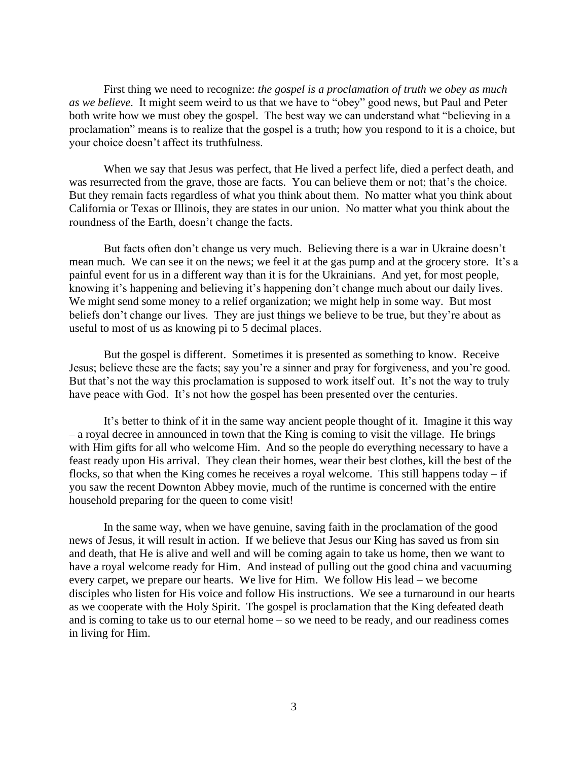First thing we need to recognize: *the gospel is a proclamation of truth we obey as much as we believe*. It might seem weird to us that we have to "obey" good news, but Paul and Peter both write how we must obey the gospel. The best way we can understand what "believing in a proclamation" means is to realize that the gospel is a truth; how you respond to it is a choice, but your choice doesn't affect its truthfulness.

When we say that Jesus was perfect, that He lived a perfect life, died a perfect death, and was resurrected from the grave, those are facts. You can believe them or not; that's the choice. But they remain facts regardless of what you think about them. No matter what you think about California or Texas or Illinois, they are states in our union. No matter what you think about the roundness of the Earth, doesn't change the facts.

But facts often don't change us very much. Believing there is a war in Ukraine doesn't mean much. We can see it on the news; we feel it at the gas pump and at the grocery store. It's a painful event for us in a different way than it is for the Ukrainians. And yet, for most people, knowing it's happening and believing it's happening don't change much about our daily lives. We might send some money to a relief organization; we might help in some way. But most beliefs don't change our lives. They are just things we believe to be true, but they're about as useful to most of us as knowing pi to 5 decimal places.

But the gospel is different. Sometimes it is presented as something to know. Receive Jesus; believe these are the facts; say you're a sinner and pray for forgiveness, and you're good. But that's not the way this proclamation is supposed to work itself out. It's not the way to truly have peace with God. It's not how the gospel has been presented over the centuries.

It's better to think of it in the same way ancient people thought of it. Imagine it this way – a royal decree in announced in town that the King is coming to visit the village. He brings with Him gifts for all who welcome Him. And so the people do everything necessary to have a feast ready upon His arrival. They clean their homes, wear their best clothes, kill the best of the flocks, so that when the King comes he receives a royal welcome. This still happens today – if you saw the recent Downton Abbey movie, much of the runtime is concerned with the entire household preparing for the queen to come visit!

In the same way, when we have genuine, saving faith in the proclamation of the good news of Jesus, it will result in action. If we believe that Jesus our King has saved us from sin and death, that He is alive and well and will be coming again to take us home, then we want to have a royal welcome ready for Him. And instead of pulling out the good china and vacuuming every carpet, we prepare our hearts. We live for Him. We follow His lead – we become disciples who listen for His voice and follow His instructions. We see a turnaround in our hearts as we cooperate with the Holy Spirit. The gospel is proclamation that the King defeated death and is coming to take us to our eternal home – so we need to be ready, and our readiness comes in living for Him.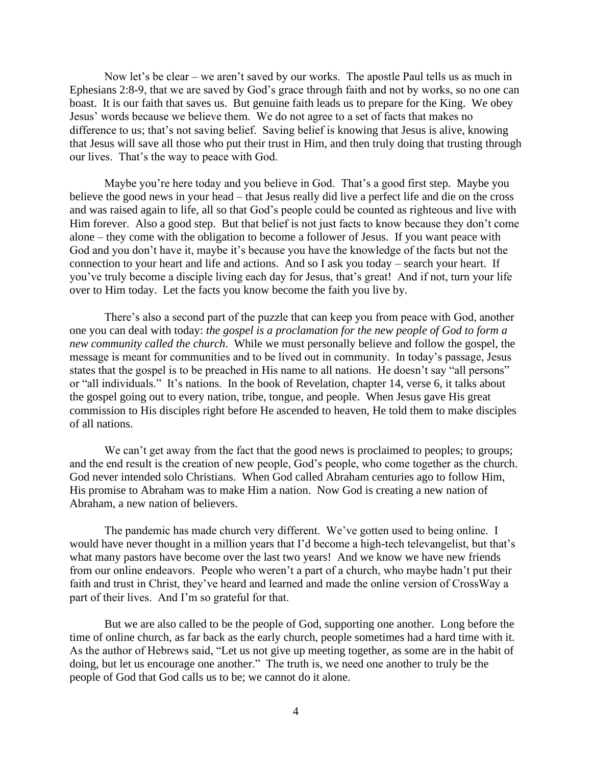Now let's be clear – we aren't saved by our works. The apostle Paul tells us as much in Ephesians 2:8-9, that we are saved by God's grace through faith and not by works, so no one can boast. It is our faith that saves us. But genuine faith leads us to prepare for the King. We obey Jesus' words because we believe them. We do not agree to a set of facts that makes no difference to us; that's not saving belief. Saving belief is knowing that Jesus is alive, knowing that Jesus will save all those who put their trust in Him, and then truly doing that trusting through our lives. That's the way to peace with God.

Maybe you're here today and you believe in God. That's a good first step. Maybe you believe the good news in your head – that Jesus really did live a perfect life and die on the cross and was raised again to life, all so that God's people could be counted as righteous and live with Him forever. Also a good step. But that belief is not just facts to know because they don't come alone – they come with the obligation to become a follower of Jesus. If you want peace with God and you don't have it, maybe it's because you have the knowledge of the facts but not the connection to your heart and life and actions. And so I ask you today – search your heart. If you've truly become a disciple living each day for Jesus, that's great! And if not, turn your life over to Him today. Let the facts you know become the faith you live by.

There's also a second part of the puzzle that can keep you from peace with God, another one you can deal with today: *the gospel is a proclamation for the new people of God to form a new community called the church*. While we must personally believe and follow the gospel, the message is meant for communities and to be lived out in community. In today's passage, Jesus states that the gospel is to be preached in His name to all nations. He doesn't say "all persons" or "all individuals." It's nations. In the book of Revelation, chapter 14, verse 6, it talks about the gospel going out to every nation, tribe, tongue, and people. When Jesus gave His great commission to His disciples right before He ascended to heaven, He told them to make disciples of all nations.

We can't get away from the fact that the good news is proclaimed to peoples; to groups; and the end result is the creation of new people, God's people, who come together as the church. God never intended solo Christians. When God called Abraham centuries ago to follow Him, His promise to Abraham was to make Him a nation. Now God is creating a new nation of Abraham, a new nation of believers.

The pandemic has made church very different. We've gotten used to being online. I would have never thought in a million years that I'd become a high-tech televangelist, but that's what many pastors have become over the last two years! And we know we have new friends from our online endeavors. People who weren't a part of a church, who maybe hadn't put their faith and trust in Christ, they've heard and learned and made the online version of CrossWay a part of their lives. And I'm so grateful for that.

But we are also called to be the people of God, supporting one another. Long before the time of online church, as far back as the early church, people sometimes had a hard time with it. As the author of Hebrews said, "Let us not give up meeting together, as some are in the habit of doing, but let us encourage one another." The truth is, we need one another to truly be the people of God that God calls us to be; we cannot do it alone.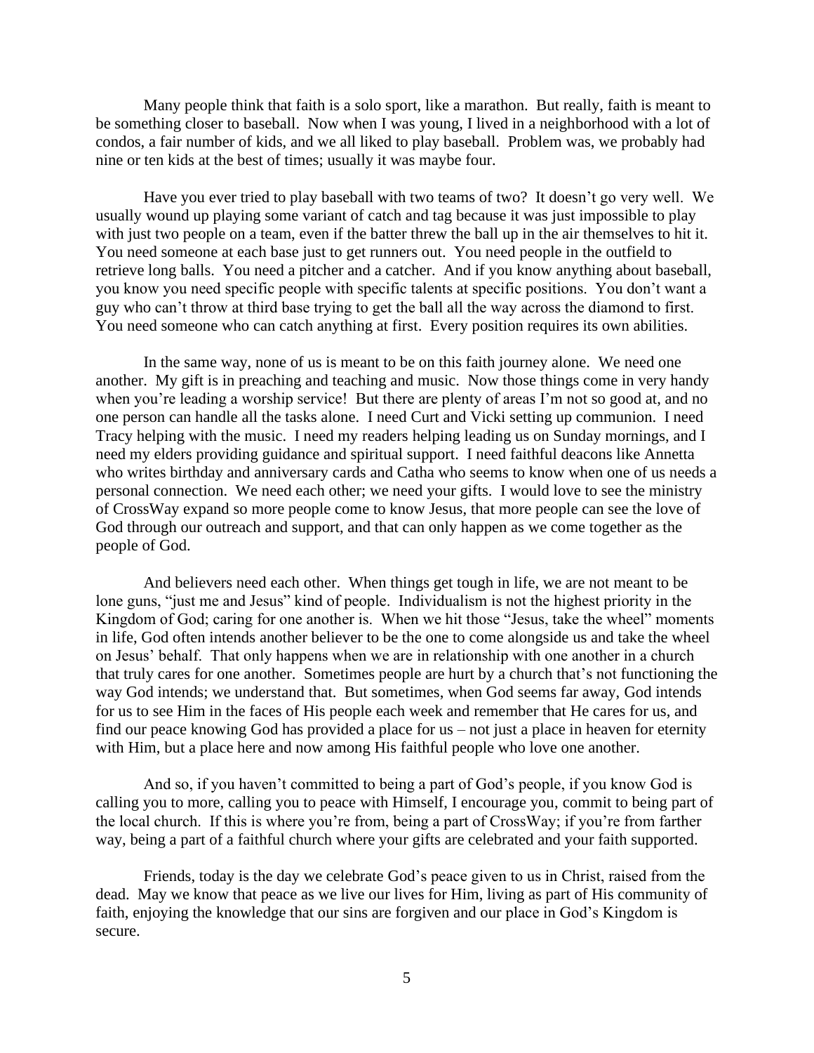Many people think that faith is a solo sport, like a marathon. But really, faith is meant to be something closer to baseball. Now when I was young, I lived in a neighborhood with a lot of condos, a fair number of kids, and we all liked to play baseball. Problem was, we probably had nine or ten kids at the best of times; usually it was maybe four.

Have you ever tried to play baseball with two teams of two? It doesn't go very well. We usually wound up playing some variant of catch and tag because it was just impossible to play with just two people on a team, even if the batter threw the ball up in the air themselves to hit it. You need someone at each base just to get runners out. You need people in the outfield to retrieve long balls. You need a pitcher and a catcher. And if you know anything about baseball, you know you need specific people with specific talents at specific positions. You don't want a guy who can't throw at third base trying to get the ball all the way across the diamond to first. You need someone who can catch anything at first. Every position requires its own abilities.

In the same way, none of us is meant to be on this faith journey alone. We need one another. My gift is in preaching and teaching and music. Now those things come in very handy when you're leading a worship service! But there are plenty of areas I'm not so good at, and no one person can handle all the tasks alone. I need Curt and Vicki setting up communion. I need Tracy helping with the music. I need my readers helping leading us on Sunday mornings, and I need my elders providing guidance and spiritual support. I need faithful deacons like Annetta who writes birthday and anniversary cards and Catha who seems to know when one of us needs a personal connection. We need each other; we need your gifts. I would love to see the ministry of CrossWay expand so more people come to know Jesus, that more people can see the love of God through our outreach and support, and that can only happen as we come together as the people of God.

And believers need each other. When things get tough in life, we are not meant to be lone guns, "just me and Jesus" kind of people. Individualism is not the highest priority in the Kingdom of God; caring for one another is. When we hit those "Jesus, take the wheel" moments in life, God often intends another believer to be the one to come alongside us and take the wheel on Jesus' behalf. That only happens when we are in relationship with one another in a church that truly cares for one another. Sometimes people are hurt by a church that's not functioning the way God intends; we understand that. But sometimes, when God seems far away, God intends for us to see Him in the faces of His people each week and remember that He cares for us, and find our peace knowing God has provided a place for us – not just a place in heaven for eternity with Him, but a place here and now among His faithful people who love one another.

And so, if you haven't committed to being a part of God's people, if you know God is calling you to more, calling you to peace with Himself, I encourage you, commit to being part of the local church. If this is where you're from, being a part of CrossWay; if you're from farther way, being a part of a faithful church where your gifts are celebrated and your faith supported.

Friends, today is the day we celebrate God's peace given to us in Christ, raised from the dead. May we know that peace as we live our lives for Him, living as part of His community of faith, enjoying the knowledge that our sins are forgiven and our place in God's Kingdom is secure.